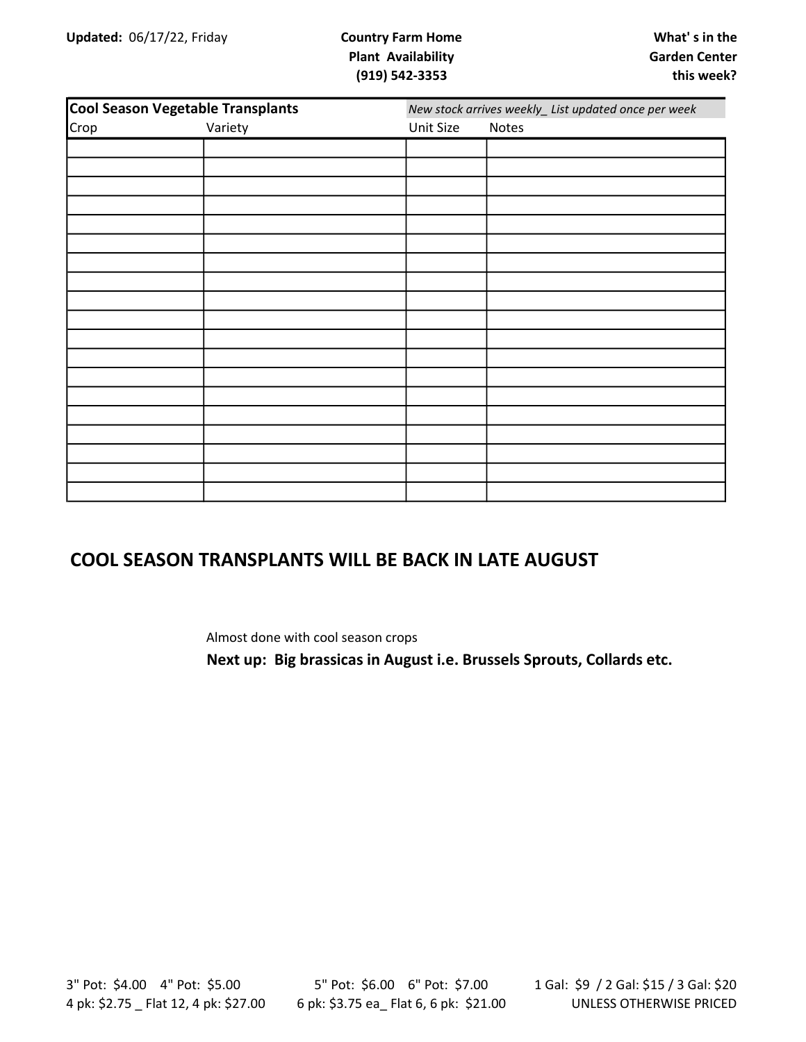**Updated:** 06/17/22, Friday

**Country Farm Home**
**Plant Availability**
**(919) 542-3353**

**What' s in the Garden Center this week?**

| **Cool Season Vegetable Transplants** | | *New stock arrives weekly_ List updated once per week* | |
|---|---|---|---|
| Crop | Variety | Unit Size | Notes |
| | | | |
| | | | |
| | | | |
| | | | |
| | | | |
| | | | |
| | | | |
| | | | |
| | | | |
| | | | |
| | | | |
| | | | |
| | | | |
| | | | |
| | | | |
| | | | |
| | | | |
| | | | |
| | | | |

## COOL SEASON TRANSPLANTS WILL BE BACK IN LATE AUGUST

Almost done with cool season crops

**Next up: Big brassicas in August i.e. Brussels Sprouts, Collards etc.**

3" Pot: $4.00 4" Pot: $5.00
4 pk: $2.75 _ Flat 12, 4 pk: $27.00

5" Pot: $6.00 6" Pot: $7.00
6 pk: $3.75 ea_ Flat 6, 6 pk: $21.00

1 Gal: $9 / 2 Gal: $15 / 3 Gal: $20
UNLESS OTHERWISE PRICED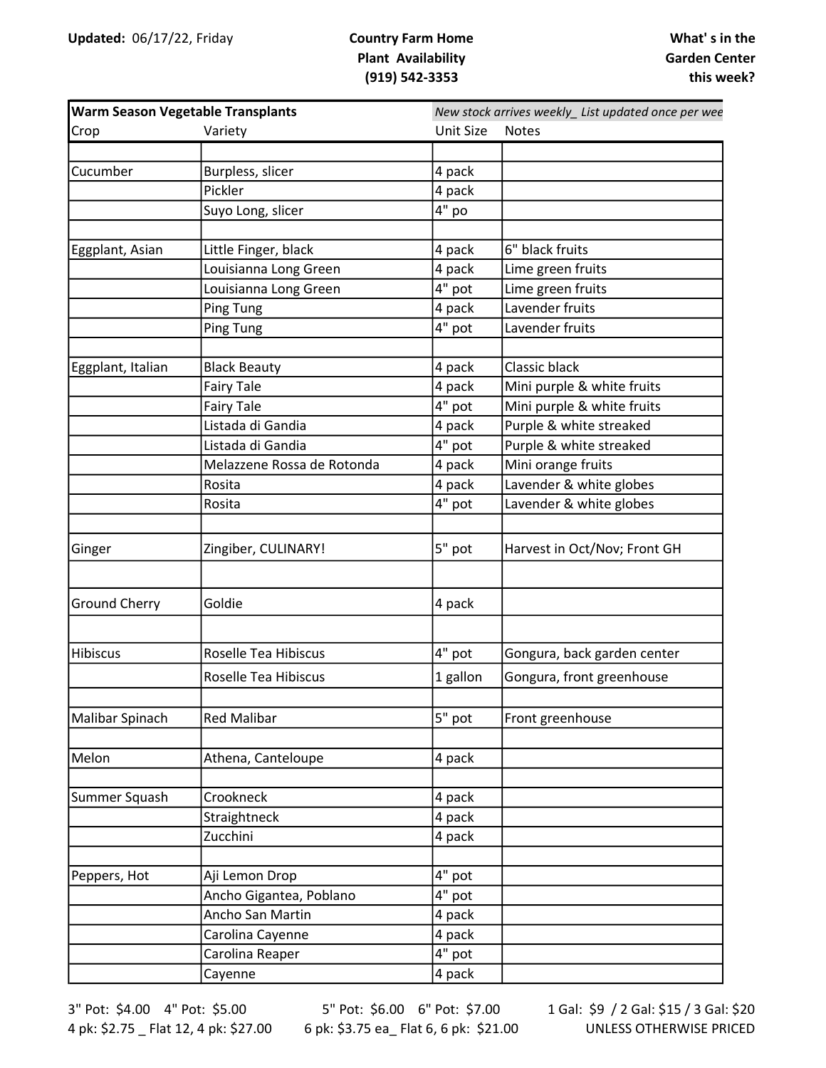**Updated:** 06/17/22, Friday

**Country Farm Home**
**Plant Availability**
**(919) 542-3353**

**What' s in the Garden Center this week?**

| **Warm Season Vegetable Transplants** | | *New stock arrives weekly_ List updated once per wee* | |
|---|---|---|---|
| Crop | Variety | Unit Size | Notes |
| | | | |
| Cucumber | Burpless, slicer | 4 pack | |
| | Pickler | 4 pack | |
| | Suyo Long, slicer | 4" po | |
| | | | |
| Eggplant, Asian | Little Finger, black | 4 pack | 6" black fruits |
| | Louisianna Long Green | 4 pack | Lime green fruits |
| | Louisianna Long Green | 4" pot | Lime green fruits |
| | Ping Tung | 4 pack | Lavender fruits |
| | Ping Tung | 4" pot | Lavender fruits |
| | | | |
| Eggplant, Italian | Black Beauty | 4 pack | Classic black |
| | Fairy Tale | 4 pack | Mini purple & white fruits |
| | Fairy Tale | 4" pot | Mini purple & white fruits |
| | Listada di Gandia | 4 pack | Purple & white streaked |
| | Listada di Gandia | 4" pot | Purple & white streaked |
| | Melazzene Rossa de Rotonda | 4 pack | Mini orange fruits |
| | Rosita | 4 pack | Lavender & white globes |
| | Rosita | 4" pot | Lavender & white globes |
| | | | |
| Ginger | Zingiber, CULINARY! | 5" pot | Harvest in Oct/Nov; Front GH |
| | | | |
| Ground Cherry | Goldie | 4 pack | |
| | | | |
| Hibiscus | Roselle Tea Hibiscus | 4" pot | Gongura, back garden center |
| | Roselle Tea Hibiscus | 1 gallon | Gongura, front greenhouse |
| | | | |
| Malibar Spinach | Red Malibar | 5" pot | Front greenhouse |
| | | | |
| Melon | Athena, Canteloupe | 4 pack | |
| | | | |
| Summer Squash | Crookneck | 4 pack | |
| | Straightneck | 4 pack | |
| | Zucchini | 4 pack | |
| | | | |
| Peppers, Hot | Aji Lemon Drop | 4" pot | |
| | Ancho Gigantea, Poblano | 4" pot | |
| | Ancho San Martin | 4 pack | |
| | Carolina Cayenne | 4 pack | |
| | Carolina Reaper | 4" pot | |
| | Cayenne | 4 pack | |

3" Pot: $4.00 4" Pot: $5.00 5" Pot: $6.00 6" Pot: $7.00 1 Gal: $9 / 2 Gal: $15 / 3 Gal: $20

4 pk: $2.75 _ Flat 12, 4 pk: $27.00 6 pk: $3.75 ea_ Flat 6, 6 pk: $21.00 UNLESS OTHERWISE PRICED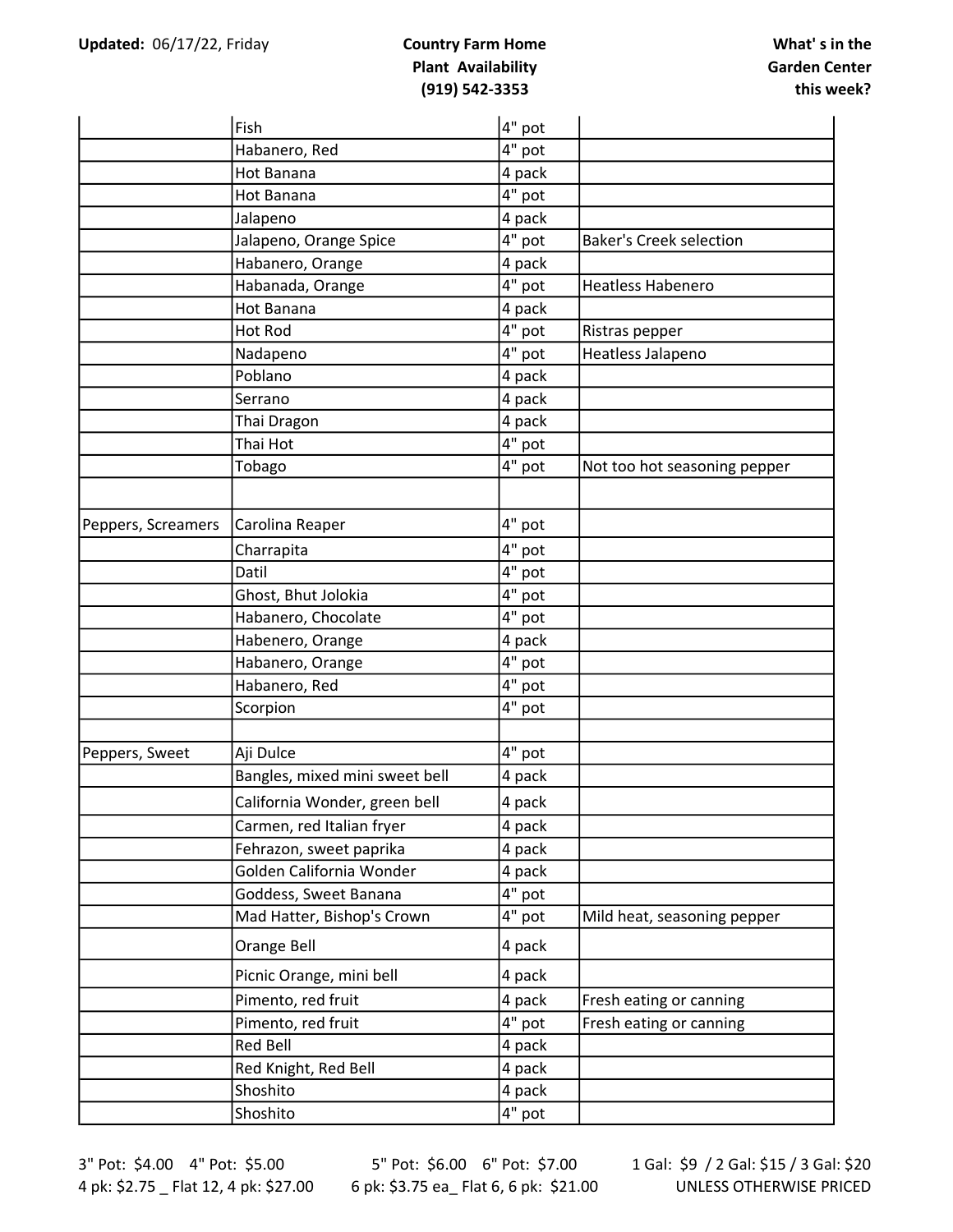**Updated:** 06/17/22, Friday

**Country Farm Home**
**Plant Availability**
**(919) 542-3353**

**What' s in the Garden Center this week?**

| | | | |
|---|---|---|---|
| | Fish | 4" pot | |
| | Habanero, Red | 4" pot | |
| | Hot Banana | 4 pack | |
| | Hot Banana | 4" pot | |
| | Jalapeno | 4 pack | |
| | Jalapeno, Orange Spice | 4" pot | Baker's Creek selection |
| | Habanero, Orange | 4 pack | |
| | Habanada, Orange | 4" pot | Heatless Habenero |
| | Hot Banana | 4 pack | |
| | Hot Rod | 4" pot | Ristras pepper |
| | Nadapeno | 4" pot | Heatless Jalapeno |
| | Poblano | 4 pack | |
| | Serrano | 4 pack | |
| | Thai Dragon | 4 pack | |
| | Thai Hot | 4" pot | |
| | Tobago | 4" pot | Not too hot seasoning pepper |
| | | | |
| Peppers, Screamers | Carolina Reaper | 4" pot | |
| | Charrapita | 4" pot | |
| | Datil | 4" pot | |
| | Ghost, Bhut Jolokia | 4" pot | |
| | Habanero, Chocolate | 4" pot | |
| | Habenero, Orange | 4 pack | |
| | Habanero, Orange | 4" pot | |
| | Habanero, Red | 4" pot | |
| | Scorpion | 4" pot | |
| | | | |
| Peppers, Sweet | Aji Dulce | 4" pot | |
| | Bangles, mixed mini sweet bell | 4 pack | |
| | California Wonder, green bell | 4 pack | |
| | Carmen, red Italian fryer | 4 pack | |
| | Fehrazon, sweet paprika | 4 pack | |
| | Golden California Wonder | 4 pack | |
| | Goddess, Sweet Banana | 4" pot | |
| | Mad Hatter, Bishop's Crown | 4" pot | Mild heat, seasoning pepper |
| | Orange Bell | 4 pack | |
| | Picnic Orange, mini bell | 4 pack | |
| | Pimento, red fruit | 4 pack | Fresh eating or canning |
| | Pimento, red fruit | 4" pot | Fresh eating or canning |
| | Red Bell | 4 pack | |
| | Red Knight, Red Bell | 4 pack | |
| | Shoshito | 4 pack | |
| | Shoshito | 4" pot | |

3" Pot: $4.00 4" Pot: $5.00 5" Pot: $6.00 6" Pot: $7.00 1 Gal: $9 / 2 Gal: $15 / 3 Gal: $20
4 pk: $2.75 _ Flat 12, 4 pk: $27.00 6 pk: $3.75 ea_ Flat 6, 6 pk: $21.00 UNLESS OTHERWISE PRICED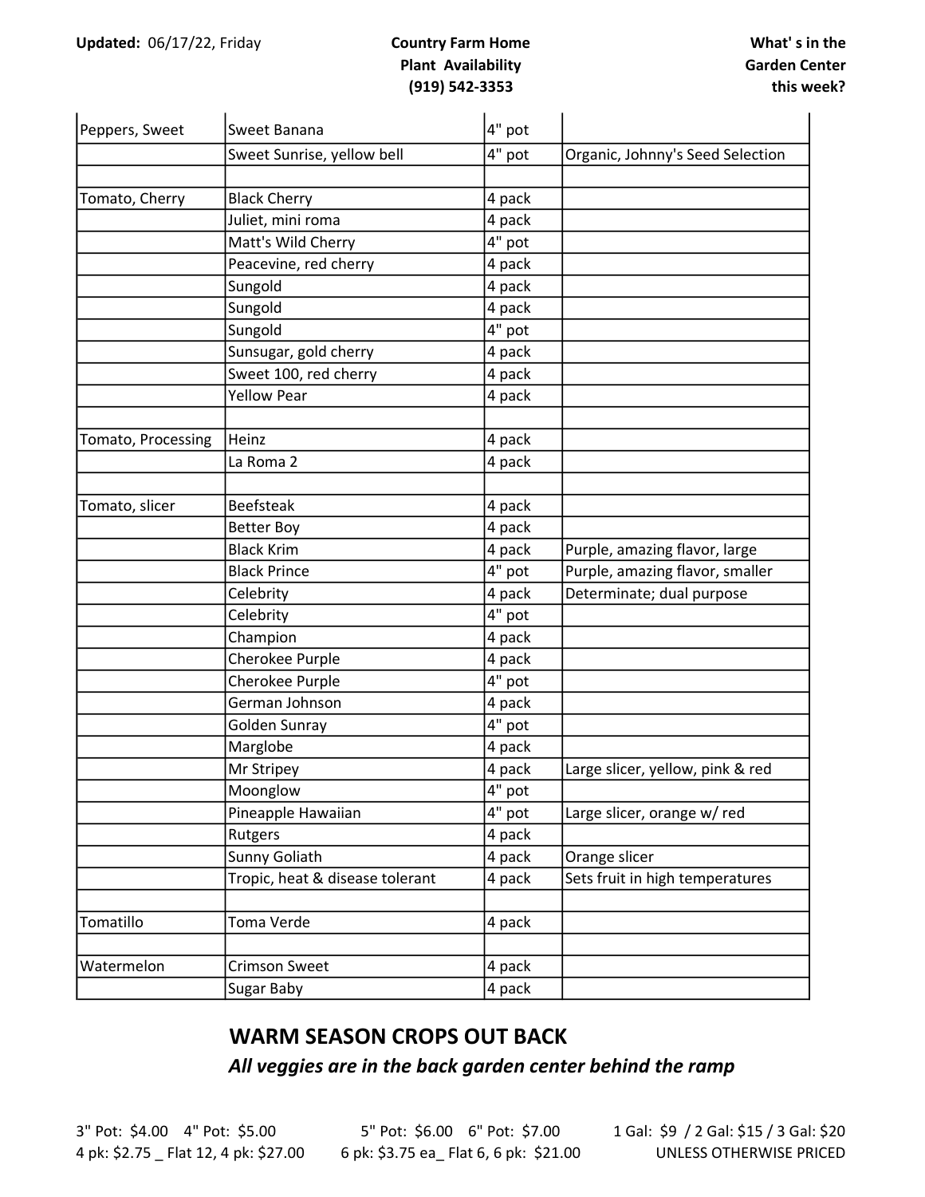Updated: 06/17/22, Friday

**Country Farm Home**
**Plant Availability**
**(919) 542-3353**

**What' s in the Garden Center this week?**

| | | | |
|---|---|---|---|
| Peppers, Sweet | Sweet Banana | 4" pot | |
| | Sweet Sunrise, yellow bell | 4" pot | Organic, Johnny's Seed Selection |
| | | | |
| Tomato, Cherry | Black Cherry | 4 pack | |
| | Juliet, mini roma | 4 pack | |
| | Matt's Wild Cherry | 4" pot | |
| | Peacevine, red cherry | 4 pack | |
| | Sungold | 4 pack | |
| | Sungold | 4 pack | |
| | Sungold | 4" pot | |
| | Sunsugar, gold cherry | 4 pack | |
| | Sweet 100, red cherry | 4 pack | |
| | Yellow Pear | 4 pack | |
| | | | |
| Tomato, Processing | Heinz | 4 pack | |
| | La Roma 2 | 4 pack | |
| | | | |
| Tomato, slicer | Beefsteak | 4 pack | |
| | Better Boy | 4 pack | |
| | Black Krim | 4 pack | Purple, amazing flavor, large |
| | Black Prince | 4" pot | Purple, amazing flavor, smaller |
| | Celebrity | 4 pack | Determinate; dual purpose |
| | Celebrity | 4" pot | |
| | Champion | 4 pack | |
| | Cherokee Purple | 4 pack | |
| | Cherokee Purple | 4" pot | |
| | German Johnson | 4 pack | |
| | Golden Sunray | 4" pot | |
| | Marglobe | 4 pack | |
| | Mr Stripey | 4 pack | Large slicer, yellow, pink & red |
| | Moonglow | 4" pot | |
| | Pineapple Hawaiian | 4" pot | Large slicer, orange w/ red |
| | Rutgers | 4 pack | |
| | Sunny Goliath | 4 pack | Orange slicer |
| | Tropic, heat & disease tolerant | 4 pack | Sets fruit in high temperatures |
| | | | |
| Tomatillo | Toma Verde | 4 pack | |
| | | | |
| Watermelon | Crimson Sweet | 4 pack | |
| | Sugar Baby | 4 pack | |

## WARM SEASON CROPS OUT BACK

***All veggies are in the back garden center behind the ramp***

3" Pot: $4.00 4" Pot: $5.00 5" Pot: $6.00 6" Pot: $7.00 1 Gal: $9 / 2 Gal: $15 / 3 Gal: $20
4 pk: $2.75 _ Flat 12, 4 pk: $27.00 6 pk: $3.75 ea_ Flat 6, 6 pk: $21.00 UNLESS OTHERWISE PRICED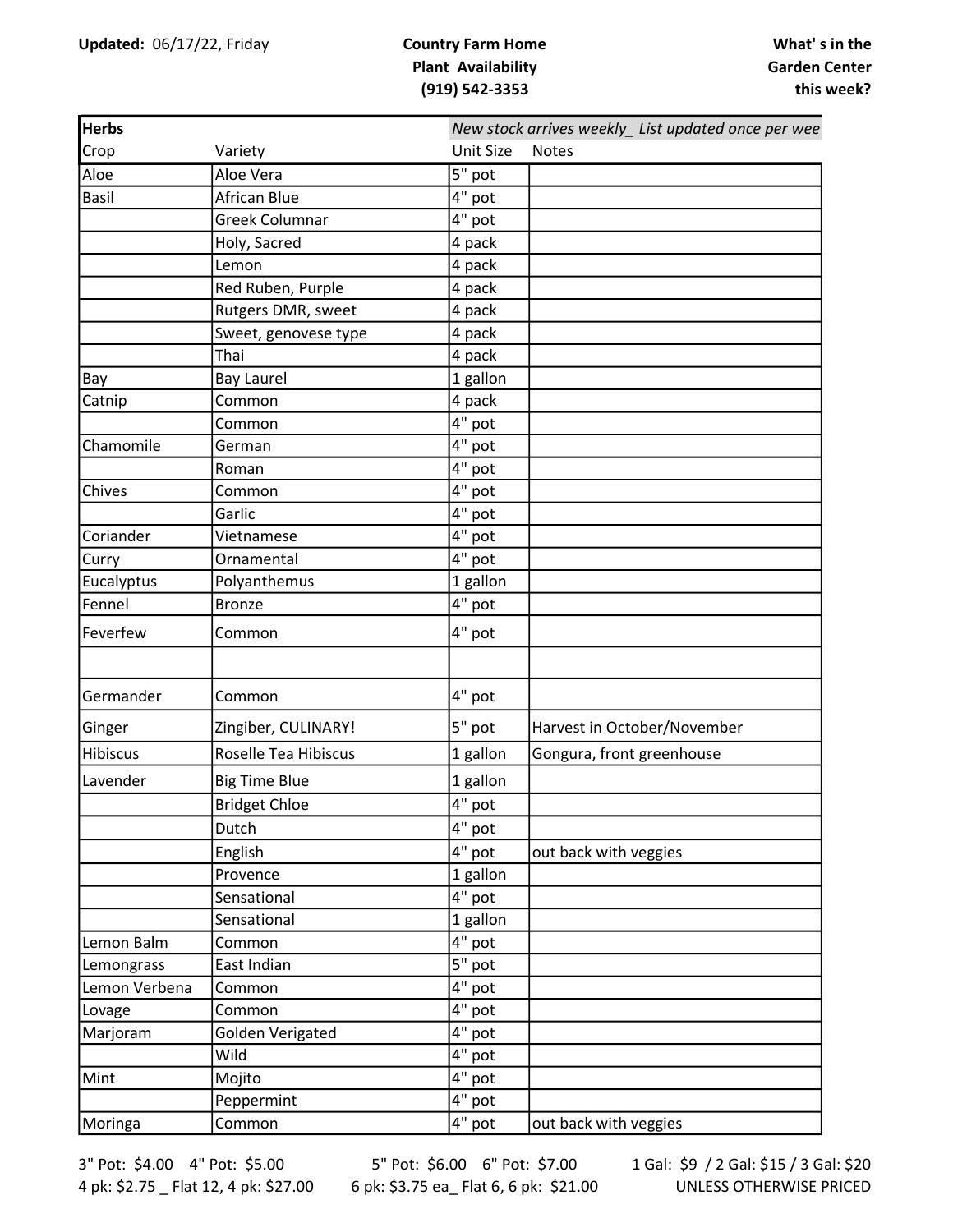**Updated:** 06/17/22, Friday

**Country Farm Home**
**Plant Availability**
**(919) 542-3353**

**What' s in the Garden Center this week?**

| **Herbs** | | *New stock arrives weekly_ List updated once per wee* | |
|---|---|---|---|
| Crop | Variety | Unit Size | Notes |
| Aloe | Aloe Vera | 5" pot | |
| Basil | African Blue | 4" pot | |
| | Greek Columnar | 4" pot | |
| | Holy, Sacred | 4 pack | |
| | Lemon | 4 pack | |
| | Red Ruben, Purple | 4 pack | |
| | Rutgers DMR, sweet | 4 pack | |
| | Sweet, genovese type | 4 pack | |
| | Thai | 4 pack | |
| Bay | Bay Laurel | 1 gallon | |
| Catnip | Common | 4 pack | |
| | Common | 4" pot | |
| Chamomile | German | 4" pot | |
| | Roman | 4" pot | |
| Chives | Common | 4" pot | |
| | Garlic | 4" pot | |
| Coriander | Vietnamese | 4" pot | |
| Curry | Ornamental | 4" pot | |
| Eucalyptus | Polyanthemus | 1 gallon | |
| Fennel | Bronze | 4" pot | |
| Feverfew | Common | 4" pot | |
| | | | |
| Germander | Common | 4" pot | |
| Ginger | Zingiber, CULINARY! | 5" pot | Harvest in October/November |
| Hibiscus | Roselle Tea Hibiscus | 1 gallon | Gongura, front greenhouse |
| Lavender | Big Time Blue | 1 gallon | |
| | Bridget Chloe | 4" pot | |
| | Dutch | 4" pot | |
| | English | 4" pot | out back with veggies |
| | Provence | 1 gallon | |
| | Sensational | 4" pot | |
| | Sensational | 1 gallon | |
| Lemon Balm | Common | 4" pot | |
| Lemongrass | East Indian | 5" pot | |
| Lemon Verbena | Common | 4" pot | |
| Lovage | Common | 4" pot | |
| Marjoram | Golden Verigated | 4" pot | |
| | Wild | 4" pot | |
| Mint | Mojito | 4" pot | |
| | Peppermint | 4" pot | |
| Moringa | Common | 4" pot | out back with veggies |

3" Pot: $4.00 4" Pot: $5.00 5" Pot: $6.00 6" Pot: $7.00 1 Gal: $9 / 2 Gal: $15 / 3 Gal: $20
4 pk: $2.75 _ Flat 12, 4 pk: $27.00 6 pk: $3.75 ea_ Flat 6, 6 pk: $21.00 UNLESS OTHERWISE PRICED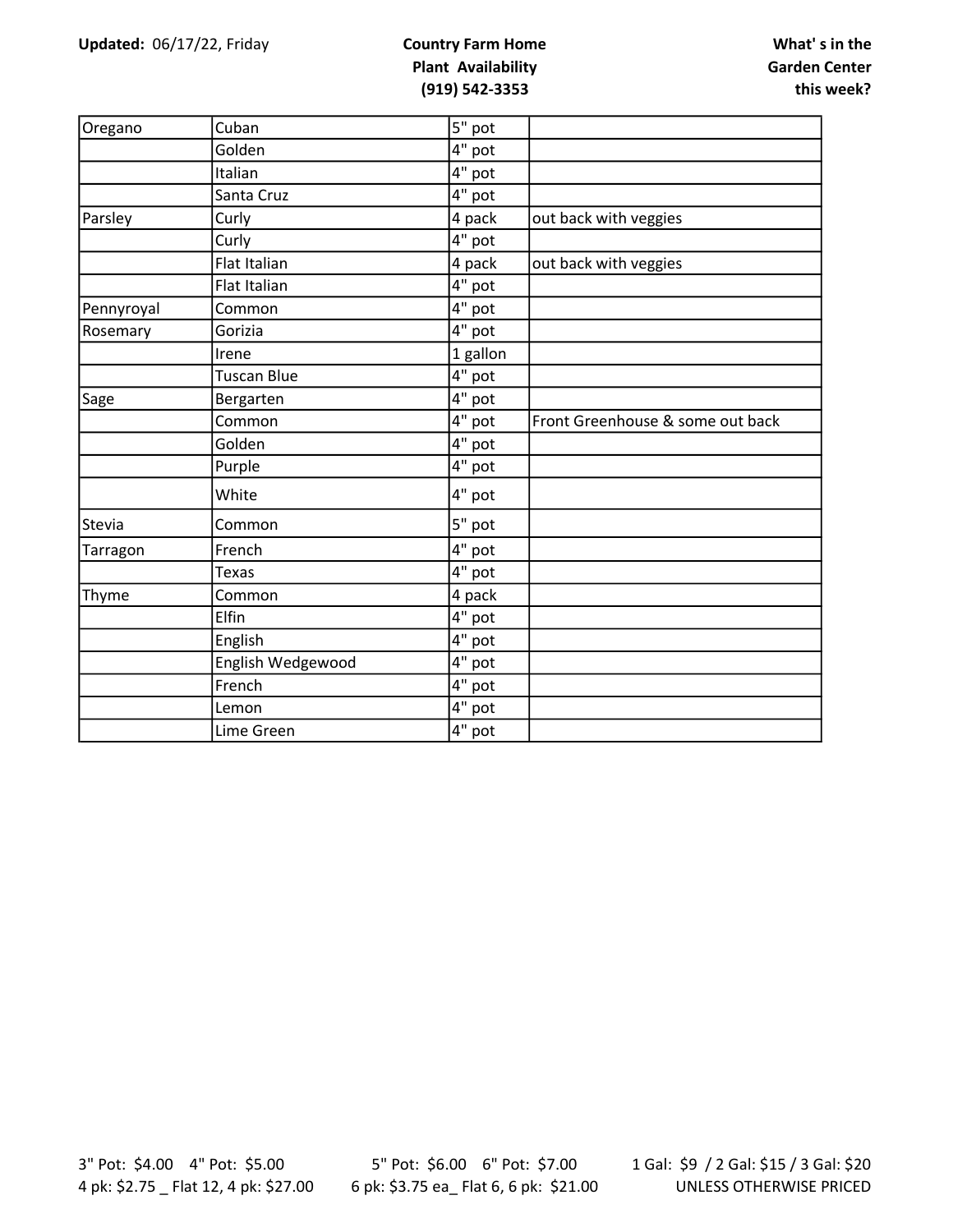**Updated:** 06/17/22, Friday

**Country Farm Home**
**Plant Availability**
**(919) 542-3353**

**What' s in the Garden Center this week?**

| | | | |
|---|---|---|---|
| Oregano | Cuban | 5" pot | |
| | Golden | 4" pot | |
| | Italian | 4" pot | |
| | Santa Cruz | 4" pot | |
| Parsley | Curly | 4 pack | out back with veggies |
| | Curly | 4" pot | |
| | Flat Italian | 4 pack | out back with veggies |
| | Flat Italian | 4" pot | |
| Pennyroyal | Common | 4" pot | |
| Rosemary | Gorizia | 4" pot | |
| | Irene | 1 gallon | |
| | Tuscan Blue | 4" pot | |
| Sage | Bergarten | 4" pot | |
| | Common | 4" pot | Front Greenhouse & some out back |
| | Golden | 4" pot | |
| | Purple | 4" pot | |
| | White | 4" pot | |
| Stevia | Common | 5" pot | |
| Tarragon | French | 4" pot | |
| | Texas | 4" pot | |
| Thyme | Common | 4 pack | |
| | Elfin | 4" pot | |
| | English | 4" pot | |
| | English Wedgewood | 4" pot | |
| | French | 4" pot | |
| | Lemon | 4" pot | |
| | Lime Green | 4" pot | |

3" Pot: $4.00    4" Pot: $5.00    5" Pot: $6.00    6" Pot: $7.00    1 Gal: $9 / 2 Gal: $15 / 3 Gal: $20

4 pk: $2.75 _ Flat 12, 4 pk: $27.00    6 pk: $3.75 ea_ Flat 6, 6 pk: $21.00    UNLESS OTHERWISE PRICED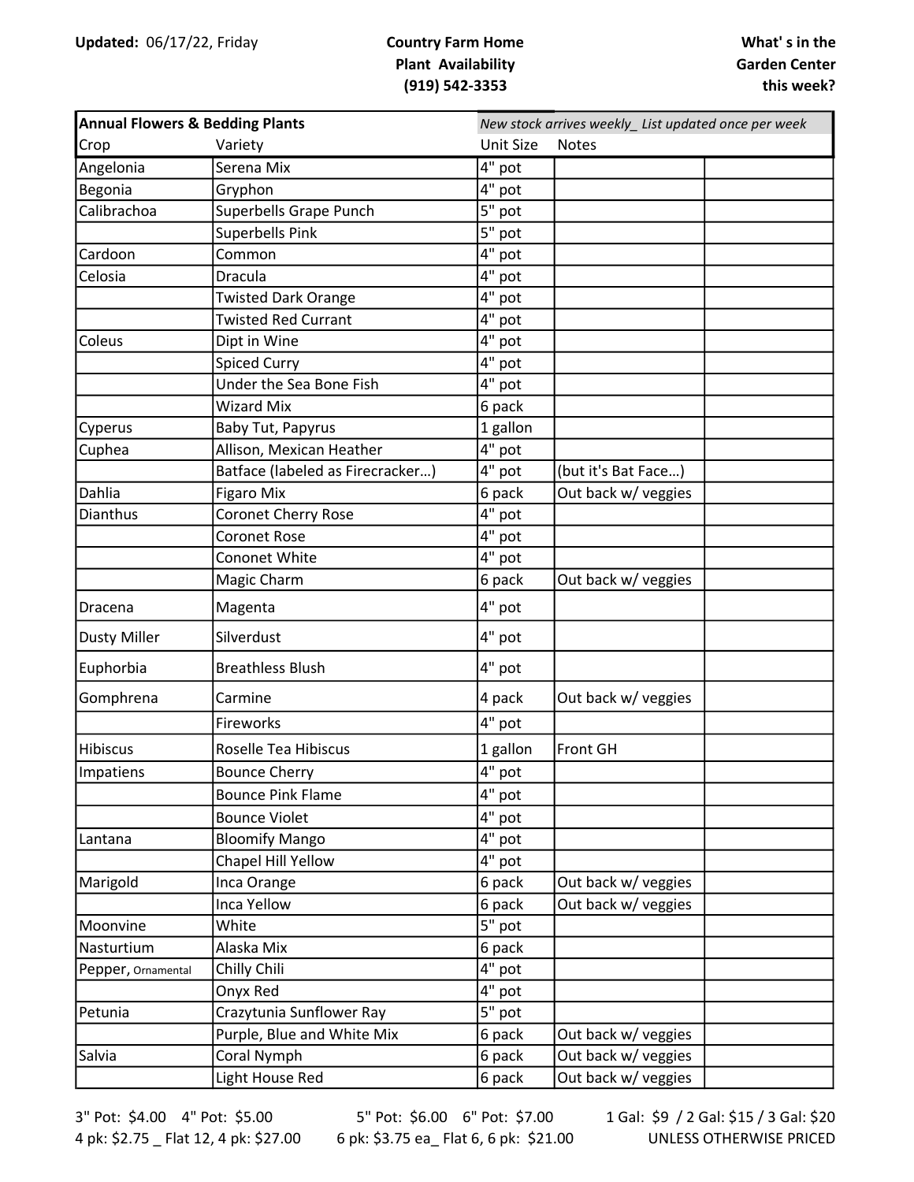**Updated:** 06/17/22, Friday

**Country Farm Home**
**Plant Availability**
**(919) 542-3353**

**What' s in the Garden Center this week?**

| **Annual Flowers & Bedding Plants** | | *New stock arrives weekly_ List updated once per week* | | |
|---|---|---|---|---|
| Crop | Variety | Unit Size | Notes | |
| Angelonia | Serena Mix | 4" pot | | |
| Begonia | Gryphon | 4" pot | | |
| Calibrachoa | Superbells Grape Punch | 5" pot | | |
| | Superbells Pink | 5" pot | | |
| Cardoon | Common | 4" pot | | |
| Celosia | Dracula | 4" pot | | |
| | Twisted Dark Orange | 4" pot | | |
| | Twisted Red Currant | 4" pot | | |
| Coleus | Dipt in Wine | 4" pot | | |
| | Spiced Curry | 4" pot | | |
| | Under the Sea Bone Fish | 4" pot | | |
| | Wizard Mix | 6 pack | | |
| Cyperus | Baby Tut, Papyrus | 1 gallon | | |
| Cuphea | Allison, Mexican Heather | 4" pot | | |
| | Batface (labeled as Firecracker…) | 4" pot | (but it's Bat Face…) | |
| Dahlia | Figaro Mix | 6 pack | Out back w/ veggies | |
| Dianthus | Coronet Cherry Rose | 4" pot | | |
| | Coronet Rose | 4" pot | | |
| | Cononet White | 4" pot | | |
| | Magic Charm | 6 pack | Out back w/ veggies | |
| Dracena | Magenta | 4" pot | | |
| Dusty Miller | Silverdust | 4" pot | | |
| Euphorbia | Breathless Blush | 4" pot | | |
| Gomphrena | Carmine | 4 pack | Out back w/ veggies | |
| | Fireworks | 4" pot | | |
| Hibiscus | Roselle Tea Hibiscus | 1 gallon | Front GH | |
| Impatiens | Bounce Cherry | 4" pot | | |
| | Bounce Pink Flame | 4" pot | | |
| | Bounce Violet | 4" pot | | |
| Lantana | Bloomify Mango | 4" pot | | |
| | Chapel Hill Yellow | 4" pot | | |
| Marigold | Inca Orange | 6 pack | Out back w/ veggies | |
| | Inca Yellow | 6 pack | Out back w/ veggies | |
| Moonvine | White | 5" pot | | |
| Nasturtium | Alaska Mix | 6 pack | | |
| Pepper, Ornamental | Chilly Chili | 4" pot | | |
| | Onyx Red | 4" pot | | |
| Petunia | Crazytunia Sunflower Ray | 5" pot | | |
| | Purple, Blue and White Mix | 6 pack | Out back w/ veggies | |
| Salvia | Coral Nymph | 6 pack | Out back w/ veggies | |
| | Light House Red | 6 pack | Out back w/ veggies | |

3" Pot: $4.00 4" Pot: $5.00 5" Pot: $6.00 6" Pot: $7.00 1 Gal: $9 / 2 Gal: $15 / 3 Gal: $20
4 pk: $2.75 _ Flat 12, 4 pk: $27.00 6 pk: $3.75 ea_ Flat 6, 6 pk: $21.00 UNLESS OTHERWISE PRICED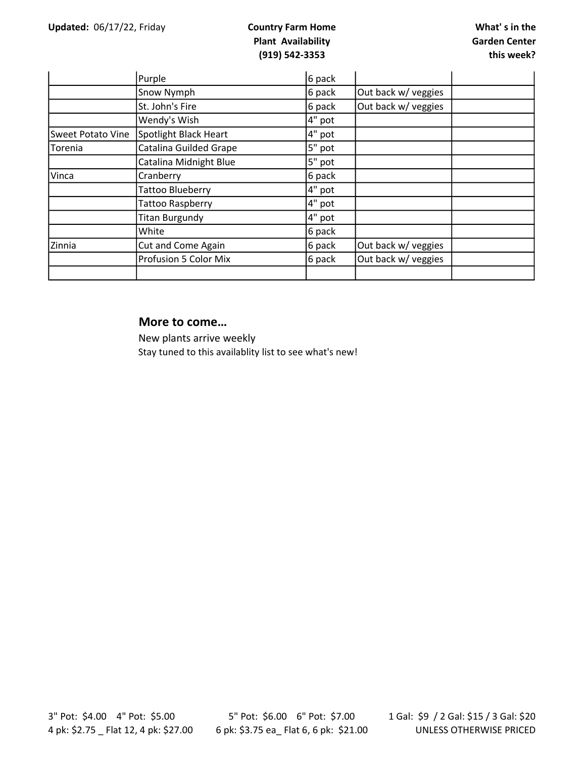| | | | | |
|---|---|---|---|---|
| | Purple | 6 pack | | |
| | Snow Nymph | 6 pack | Out back w/ veggies | |
| | St. John's Fire | 6 pack | Out back w/ veggies | |
| | Wendy's Wish | 4" pot | | |
| Sweet Potato Vine | Spotlight Black Heart | 4" pot | | |
| Torenia | Catalina Guilded Grape | 5" pot | | |
| | Catalina Midnight Blue | 5" pot | | |
| Vinca | Cranberry | 6 pack | | |
| | Tattoo Blueberry | 4" pot | | |
| | Tattoo Raspberry | 4" pot | | |
| | Titan Burgundy | 4" pot | | |
| | White | 6 pack | | |
| Zinnia | Cut and Come Again | 6 pack | Out back w/ veggies | |
| | Profusion 5 Color Mix | 6 pack | Out back w/ veggies | |
| | | | | |

## More to come…

New plants arrive weekly

Stay tuned to this availablity list to see what's new!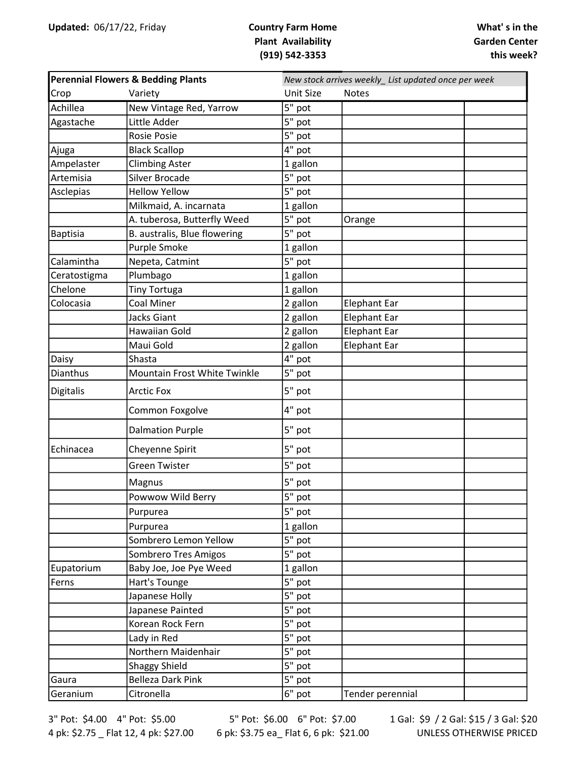**Updated:** 06/17/22, Friday

**Country Farm Home**
**Plant Availability**
**(919) 542-3353**

**What' s in the Garden Center this week?**

| **Perennial Flowers & Bedding Plants** | | *New stock arrives weekly_ List updated once per week* | | |
|---|---|---|---|---|
| Crop | Variety | Unit Size | Notes | |
| Achillea | New Vintage Red, Yarrow | 5" pot | | |
| Agastache | Little Adder | 5" pot | | |
| | Rosie Posie | 5" pot | | |
| Ajuga | Black Scallop | 4" pot | | |
| Ampelaster | Climbing Aster | 1 gallon | | |
| Artemisia | Silver Brocade | 5" pot | | |
| Asclepias | Hellow Yellow | 5" pot | | |
| | Milkmaid, A. incarnata | 1 gallon | | |
| | A. tuberosa, Butterfly Weed | 5" pot | Orange | |
| Baptisia | B. australis, Blue flowering | 5" pot | | |
| | Purple Smoke | 1 gallon | | |
| Calamintha | Nepeta, Catmint | 5" pot | | |
| Ceratostigma | Plumbago | 1 gallon | | |
| Chelone | Tiny Tortuga | 1 gallon | | |
| Colocasia | Coal Miner | 2 gallon | Elephant Ear | |
| | Jacks Giant | 2 gallon | Elephant Ear | |
| | Hawaiian Gold | 2 gallon | Elephant Ear | |
| | Maui Gold | 2 gallon | Elephant Ear | |
| Daisy | Shasta | 4" pot | | |
| Dianthus | Mountain Frost White Twinkle | 5" pot | | |
| Digitalis | Arctic Fox | 5" pot | | |
| | Common Foxgolve | 4" pot | | |
| | Dalmation Purple | 5" pot | | |
| Echinacea | Cheyenne Spirit | 5" pot | | |
| | Green Twister | 5" pot | | |
| | Magnus | 5" pot | | |
| | Powwow Wild Berry | 5" pot | | |
| | Purpurea | 5" pot | | |
| | Purpurea | 1 gallon | | |
| | Sombrero Lemon Yellow | 5" pot | | |
| | Sombrero Tres Amigos | 5" pot | | |
| Eupatorium | Baby Joe, Joe Pye Weed | 1 gallon | | |
| Ferns | Hart's Tounge | 5" pot | | |
| | Japanese Holly | 5" pot | | |
| | Japanese Painted | 5" pot | | |
| | Korean Rock Fern | 5" pot | | |
| | Lady in Red | 5" pot | | |
| | Northern Maidenhair | 5" pot | | |
| | Shaggy Shield | 5" pot | | |
| Gaura | Belleza Dark Pink | 5" pot | | |
| Geranium | Citronella | 6" pot | Tender perennial | |

3" Pot: $4.00 4" Pot: $5.00 5" Pot: $6.00 6" Pot: $7.00 1 Gal: $9 / 2 Gal: $15 / 3 Gal: $20

4 pk: $2.75 _ Flat 12, 4 pk: $27.00 6 pk: $3.75 ea_ Flat 6, 6 pk: $21.00 UNLESS OTHERWISE PRICED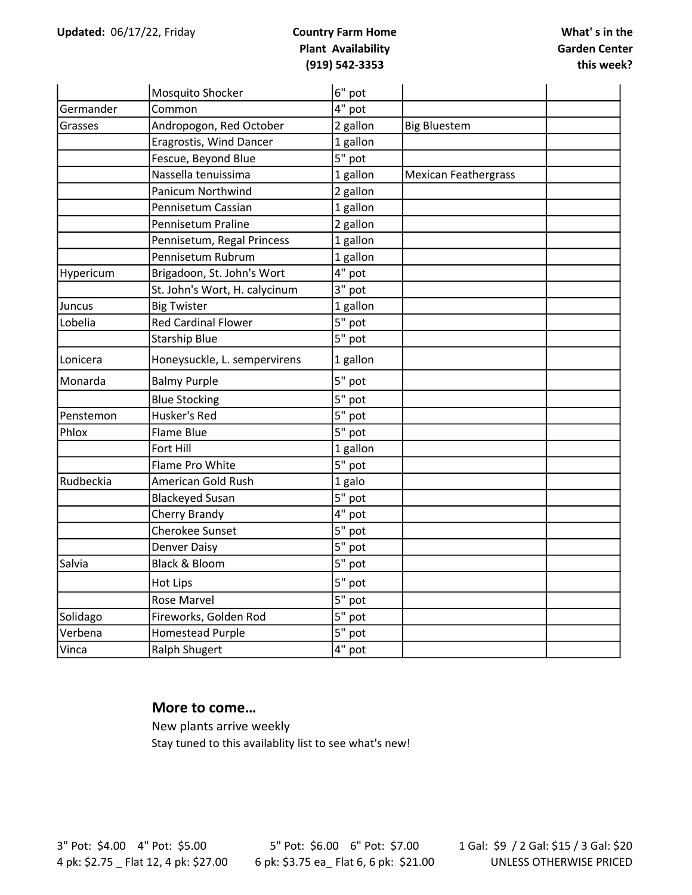Updated: 06/17/22, Friday

**Country Farm Home**
**Plant Availability**
**(919) 542-3353**

**What' s in the Garden Center this week?**

| | | | | |
|---|---|---|---|---|
| | Mosquito Shocker | 6" pot | | |
| Germander | Common | 4" pot | | |
| Grasses | Andropogon, Red October | 2 gallon | Big Bluestem | |
| | Eragrostis, Wind Dancer | 1 gallon | | |
| | Fescue, Beyond Blue | 5" pot | | |
| | Nassella tenuissima | 1 gallon | Mexican Feathergrass | |
| | Panicum Northwind | 2 gallon | | |
| | Pennisetum Cassian | 1 gallon | | |
| | Pennisetum Praline | 2 gallon | | |
| | Pennisetum, Regal Princess | 1 gallon | | |
| | Pennisetum Rubrum | 1 gallon | | |
| Hypericum | Brigadoon, St. John's Wort | 4" pot | | |
| | St. John's Wort, H. calycinum | 3" pot | | |
| Juncus | Big Twister | 1 gallon | | |
| Lobelia | Red Cardinal Flower | 5" pot | | |
| | Starship Blue | 5" pot | | |
| Lonicera | Honeysuckle, L. sempervirens | 1 gallon | | |
| Monarda | Balmy Purple | 5" pot | | |
| | Blue Stocking | 5" pot | | |
| Penstemon | Husker's Red | 5" pot | | |
| Phlox | Flame Blue | 5" pot | | |
| | Fort Hill | 1 gallon | | |
| | Flame Pro White | 5" pot | | |
| Rudbeckia | American Gold Rush | 1 galo | | |
| | Blackeyed Susan | 5" pot | | |
| | Cherry Brandy | 4" pot | | |
| | Cherokee Sunset | 5" pot | | |
| | Denver Daisy | 5" pot | | |
| Salvia | Black & Bloom | 5" pot | | |
| | Hot Lips | 5" pot | | |
| | Rose Marvel | 5" pot | | |
| Solidago | Fireworks, Golden Rod | 5" pot | | |
| Verbena | Homestead Purple | 5" pot | | |
| Vinca | Ralph Shugert | 4" pot | | |

## More to come…

New plants arrive weekly

Stay tuned to this availablity list to see what's new!

3" Pot: $4.00 4" Pot: $5.00 5" Pot: $6.00 6" Pot: $7.00 1 Gal: $9 / 2 Gal: $15 / 3 Gal: $20

4 pk: $2.75 _ Flat 12, 4 pk: $27.00 6 pk: $3.75 ea_ Flat 6, 6 pk: $21.00 UNLESS OTHERWISE PRICED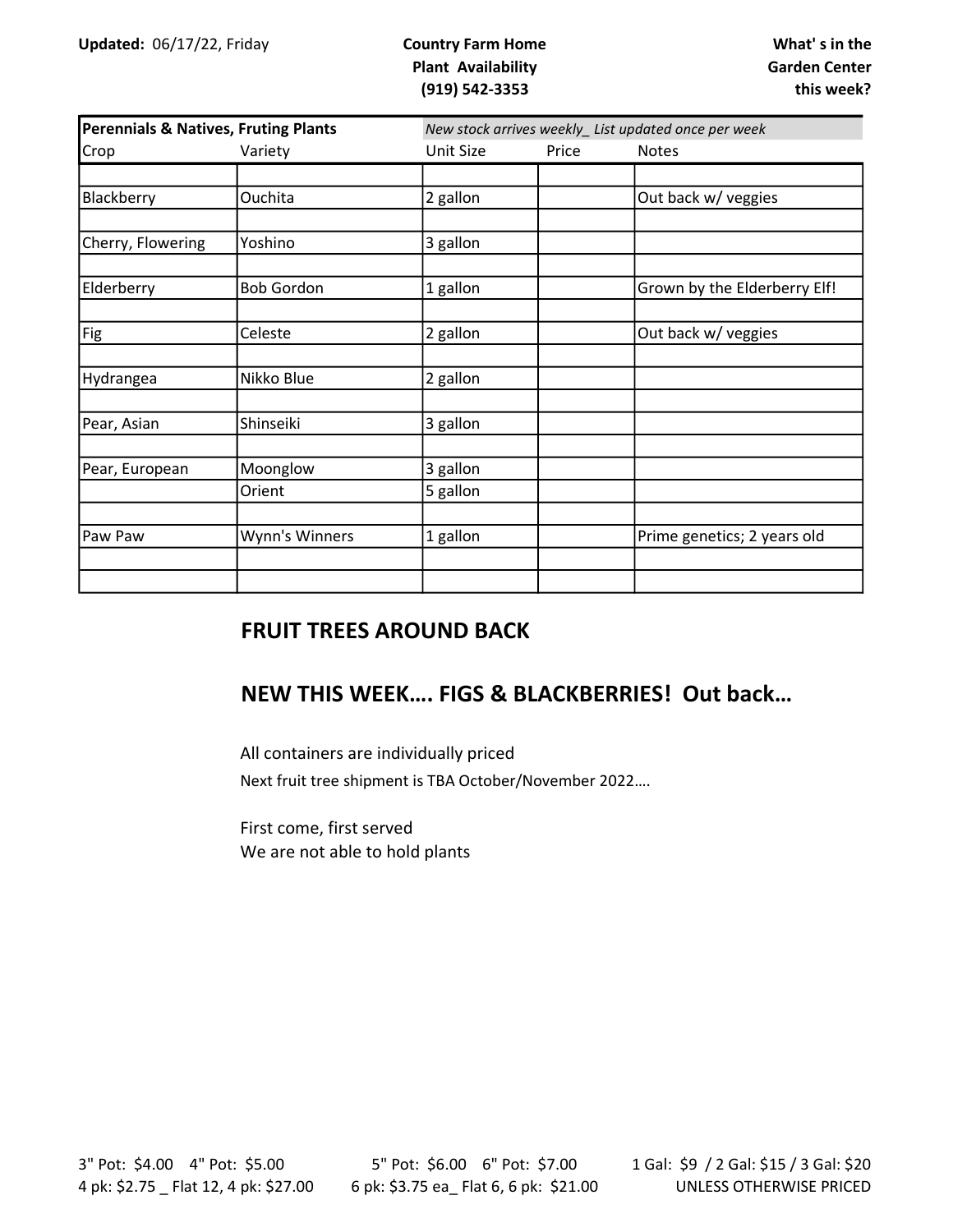**Updated:** 06/17/22, Friday

**Country Farm Home**
**Plant Availability**
**(919) 542-3353**

**What' s in the Garden Center this week?**

| **Perennials & Natives, Fruting Plants** | | *New stock arrives weekly_ List updated once per week* | | |
|---|---|---|---|---|
| Crop | Variety | Unit Size | Price | Notes |
| | | | | |
| Blackberry | Ouchita | 2 gallon | | Out back w/ veggies |
| | | | | |
| Cherry, Flowering | Yoshino | 3 gallon | | |
| | | | | |
| Elderberry | Bob Gordon | 1 gallon | | Grown by the Elderberry Elf! |
| | | | | |
| Fig | Celeste | 2 gallon | | Out back w/ veggies |
| | | | | |
| Hydrangea | Nikko Blue | 2 gallon | | |
| | | | | |
| Pear, Asian | Shinseiki | 3 gallon | | |
| | | | | |
| Pear, European | Moonglow | 3 gallon | | |
| | Orient | 5 gallon | | |
| | | | | |
| Paw Paw | Wynn's Winners | 1 gallon | | Prime genetics; 2 years old |
| | | | | |
| | | | | |

## FRUIT TREES AROUND BACK

## NEW THIS WEEK…. FIGS & BLACKBERRIES! Out back…

All containers are individually priced

Next fruit tree shipment is TBA October/November 2022….

First come, first served

We are not able to hold plants

3" Pot: $4.00 4" Pot: $5.00 5" Pot: $6.00 6" Pot: $7.00 1 Gal: $9 / 2 Gal: $15 / 3 Gal: $20

4 pk: $2.75 _ Flat 12, 4 pk: $27.00 6 pk: $3.75 ea_ Flat 6, 6 pk: $21.00 UNLESS OTHERWISE PRICED